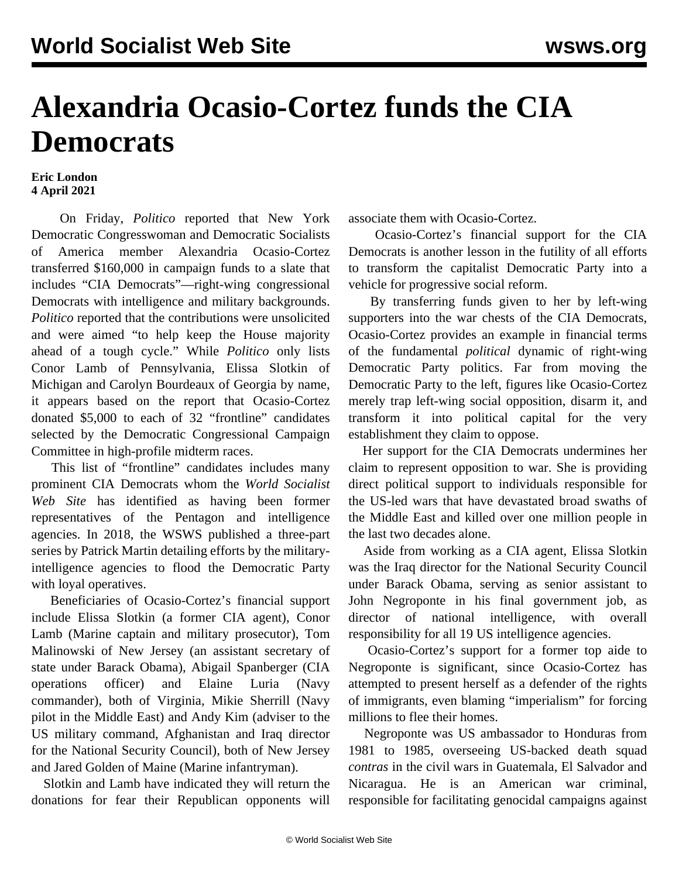# Alexandria Ocasio-Cortez funds the CIA Democrats

**Eric London**
**4 April 2021**

On Friday, *Politico* reported that New York Democratic Congresswoman and Democratic Socialists of America member Alexandria Ocasio-Cortez transferred $160,000 in campaign funds to a slate that includes "CIA Democrats"—right-wing congressional Democrats with intelligence and military backgrounds. *Politico* reported that the contributions were unsolicited and were aimed "to help keep the House majority ahead of a tough cycle." While *Politico* only lists Conor Lamb of Pennsylvania, Elissa Slotkin of Michigan and Carolyn Bourdeaux of Georgia by name, it appears based on the report that Ocasio-Cortez donated $5,000 to each of 32 "frontline" candidates selected by the Democratic Congressional Campaign Committee in high-profile midterm races.

This list of "frontline" candidates includes many prominent CIA Democrats whom the *World Socialist Web Site* has identified as having been former representatives of the Pentagon and intelligence agencies. In 2018, the WSWS published a three-part series by Patrick Martin detailing efforts by the military-intelligence agencies to flood the Democratic Party with loyal operatives.

Beneficiaries of Ocasio-Cortez's financial support include Elissa Slotkin (a former CIA agent), Conor Lamb (Marine captain and military prosecutor), Tom Malinowski of New Jersey (an assistant secretary of state under Barack Obama), Abigail Spanberger (CIA operations officer) and Elaine Luria (Navy commander), both of Virginia, Mikie Sherrill (Navy pilot in the Middle East) and Andy Kim (adviser to the US military command, Afghanistan and Iraq director for the National Security Council), both of New Jersey and Jared Golden of Maine (Marine infantryman).

Slotkin and Lamb have indicated they will return the donations for fear their Republican opponents will associate them with Ocasio-Cortez.

Ocasio-Cortez's financial support for the CIA Democrats is another lesson in the futility of all efforts to transform the capitalist Democratic Party into a vehicle for progressive social reform.

By transferring funds given to her by left-wing supporters into the war chests of the CIA Democrats, Ocasio-Cortez provides an example in financial terms of the fundamental *political* dynamic of right-wing Democratic Party politics. Far from moving the Democratic Party to the left, figures like Ocasio-Cortez merely trap left-wing social opposition, disarm it, and transform it into political capital for the very establishment they claim to oppose.

Her support for the CIA Democrats undermines her claim to represent opposition to war. She is providing direct political support to individuals responsible for the US-led wars that have devastated broad swaths of the Middle East and killed over one million people in the last two decades alone.

Aside from working as a CIA agent, Elissa Slotkin was the Iraq director for the National Security Council under Barack Obama, serving as senior assistant to John Negroponte in his final government job, as director of national intelligence, with overall responsibility for all 19 US intelligence agencies.

Ocasio-Cortez's support for a former top aide to Negroponte is significant, since Ocasio-Cortez has attempted to present herself as a defender of the rights of immigrants, even blaming "imperialism" for forcing millions to flee their homes.

Negroponte was US ambassador to Honduras from 1981 to 1985, overseeing US-backed death squad *contras* in the civil wars in Guatemala, El Salvador and Nicaragua. He is an American war criminal, responsible for facilitating genocidal campaigns against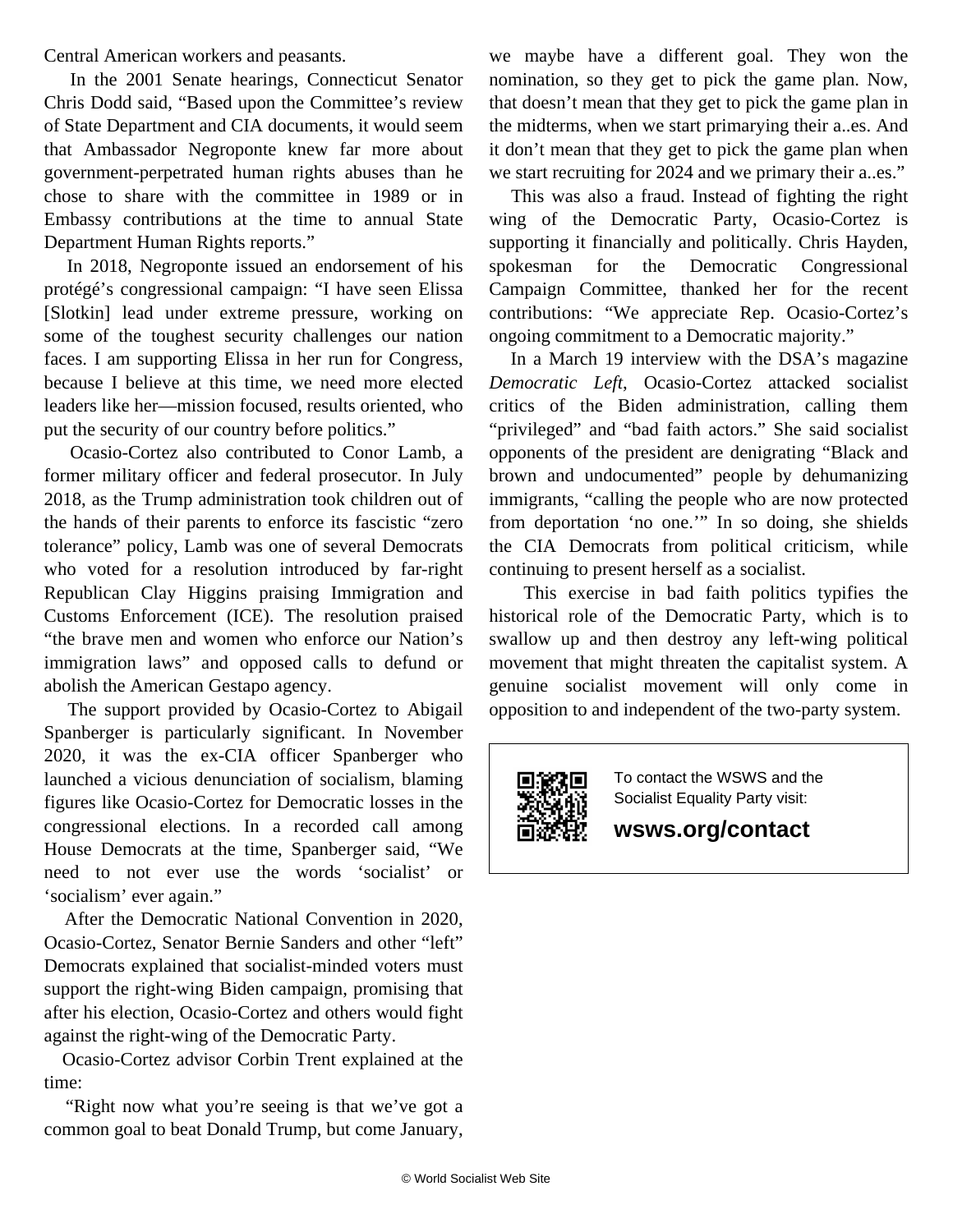Central American workers and peasants.

In the 2001 Senate hearings, Connecticut Senator Chris Dodd said, "Based upon the Committee's review of State Department and CIA documents, it would seem that Ambassador Negroponte knew far more about government-perpetrated human rights abuses than he chose to share with the committee in 1989 or in Embassy contributions at the time to annual State Department Human Rights reports."

In 2018, Negroponte issued an endorsement of his protégé's congressional campaign: "I have seen Elissa [Slotkin] lead under extreme pressure, working on some of the toughest security challenges our nation faces. I am supporting Elissa in her run for Congress, because I believe at this time, we need more elected leaders like her—mission focused, results oriented, who put the security of our country before politics."

Ocasio-Cortez also contributed to Conor Lamb, a former military officer and federal prosecutor. In July 2018, as the Trump administration took children out of the hands of their parents to enforce its fascistic "zero tolerance" policy, Lamb was one of several Democrats who voted for a resolution introduced by far-right Republican Clay Higgins praising Immigration and Customs Enforcement (ICE). The resolution praised "the brave men and women who enforce our Nation's immigration laws" and opposed calls to defund or abolish the American Gestapo agency.

The support provided by Ocasio-Cortez to Abigail Spanberger is particularly significant. In November 2020, it was the ex-CIA officer Spanberger who launched a vicious denunciation of socialism, blaming figures like Ocasio-Cortez for Democratic losses in the congressional elections. In a recorded call among House Democrats at the time, Spanberger said, "We need to not ever use the words 'socialist' or 'socialism' ever again."

After the Democratic National Convention in 2020, Ocasio-Cortez, Senator Bernie Sanders and other "left" Democrats explained that socialist-minded voters must support the right-wing Biden campaign, promising that after his election, Ocasio-Cortez and others would fight against the right-wing of the Democratic Party.

Ocasio-Cortez advisor Corbin Trent explained at the time:

"Right now what you're seeing is that we've got a common goal to beat Donald Trump, but come January, we maybe have a different goal. They won the nomination, so they get to pick the game plan. Now, that doesn't mean that they get to pick the game plan in the midterms, when we start primarying their a..es. And it don't mean that they get to pick the game plan when we start recruiting for 2024 and we primary their a..es."

This was also a fraud. Instead of fighting the right wing of the Democratic Party, Ocasio-Cortez is supporting it financially and politically. Chris Hayden, spokesman for the Democratic Congressional Campaign Committee, thanked her for the recent contributions: "We appreciate Rep. Ocasio-Cortez's ongoing commitment to a Democratic majority."

In a March 19 interview with the DSA's magazine *Democratic Left*, Ocasio-Cortez attacked socialist critics of the Biden administration, calling them "privileged" and "bad faith actors." She said socialist opponents of the president are denigrating "Black and brown and undocumented" people by dehumanizing immigrants, "calling the people who are now protected from deportation 'no one.'" In so doing, she shields the CIA Democrats from political criticism, while continuing to present herself as a socialist.

This exercise in bad faith politics typifies the historical role of the Democratic Party, which is to swallow up and then destroy any left-wing political movement that might threaten the capitalist system. A genuine socialist movement will only come in opposition to and independent of the two-party system.

To contact the WSWS and the Socialist Equality Party visit:

**wsws.org/contact**